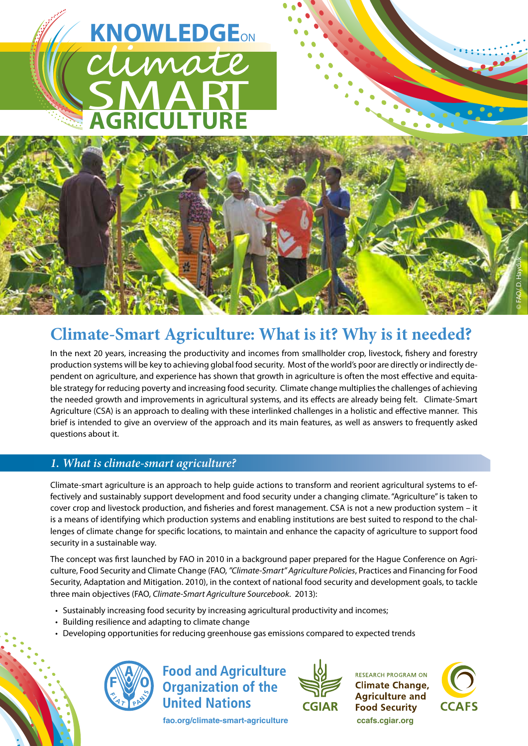# KNOWLEDGE ON climate SMART AGRICULTURE

## Climate-Smart Agriculture: What is it? Why is it needed?

In the next 20 years, increasing the productivity and incomes from smallholder crop, livestock, fishery and forestry production systems will be key to achieving global food security. Most of the world's poor are directly or indirectly dependent on agriculture, and experience has shown that growth in agriculture is often the most effective and equitable strategy for reducing poverty and increasing food security. Climate change multiplies the challenges of achieving the needed growth and improvements in agricultural systems, and its effects are already being felt. Climate-Smart Agriculture (CSA) is an approach to dealing with these interlinked challenges in a holistic and effective manner. This brief is intended to give an overview of the approach and its main features, as well as answers to frequently asked questions about it.

### *1. What is climate-smart agriculture?*

Climate-smart agriculture is an approach to help guide actions to transform and reorient agricultural systems to effectively and sustainably support development and food security under a changing climate. "Agriculture" is taken to cover crop and livestock production, and fisheries and forest management. CSA is not a new production system – it is a means of identifying which production systems and enabling institutions are best suited to respond to the challenges of climate change for specific locations, to maintain and enhance the capacity of agriculture to support food security in a sustainable way.

The concept was first launched by FAO in 2010 in a background paper prepared for the Hague Conference on Agriculture, Food Security and Climate Change (FAO, *"Climate-Smart" Agriculture Policies*, Practices and Financing for Food Security, Adaptation and Mitigation. 2010), in the context of national food security and development goals, to tackle three main objectives (FAO, *Climate-Smart Agriculture Sourcebook*. 2013):

- Sustainably increasing food security by increasing agricultural productivity and incomes;
- Building resilience and adapting to climate change
- Developing opportunities for reducing greenhouse gas emissions compared to expected trends

Food and Agriculture Organization of the United Nations
fao.org/climate-smart-agriculture

CGIAR

RESEARCH PROGRAM ON Climate Change, Agriculture and Food Security
CCAFS
ccafs.cgiar.org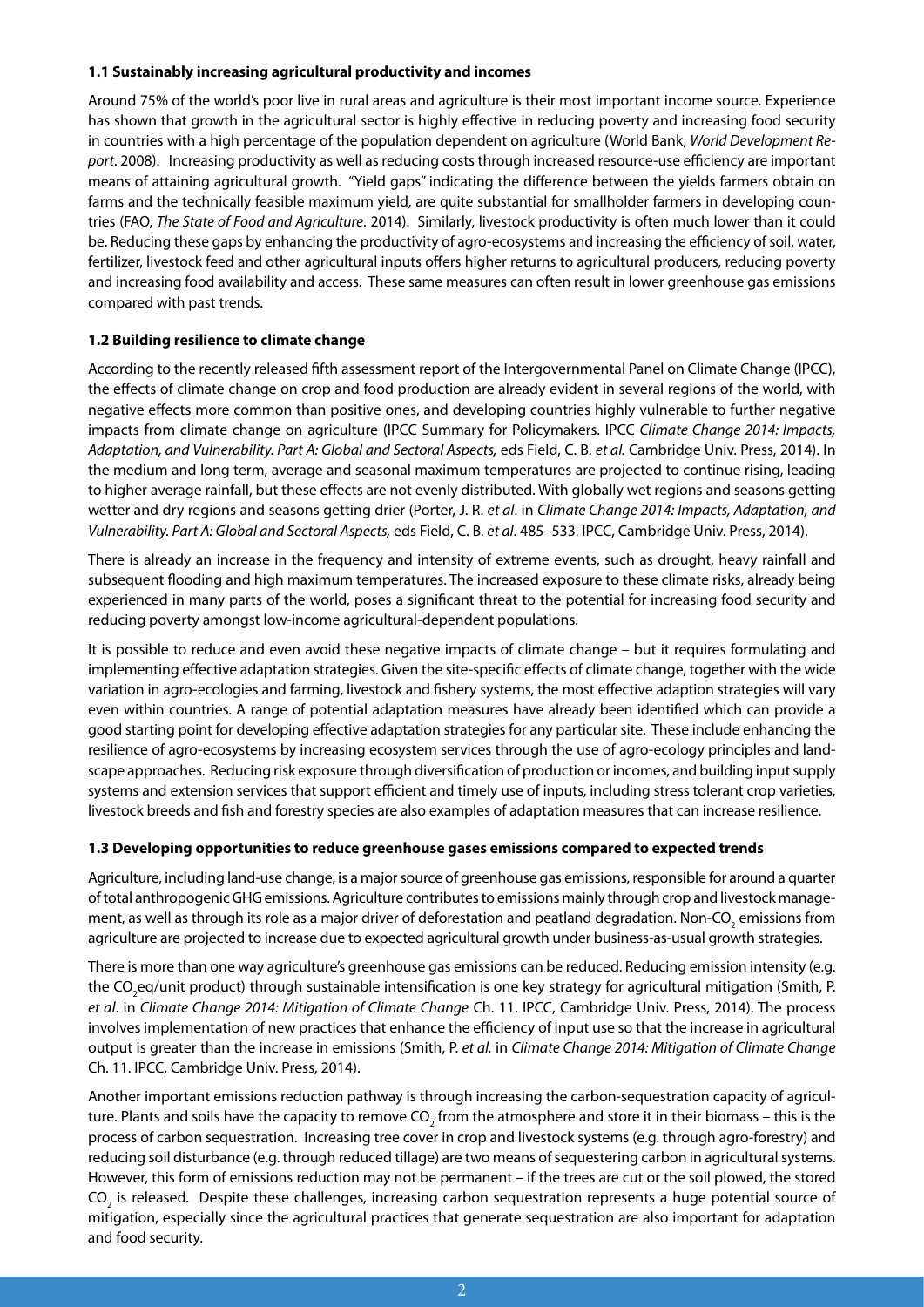### 1.1 Sustainably increasing agricultural productivity and incomes

Around 75% of the world's poor live in rural areas and agriculture is their most important income source. Experience has shown that growth in the agricultural sector is highly effective in reducing poverty and increasing food security in countries with a high percentage of the population dependent on agriculture (World Bank, *World Development Report*. 2008). Increasing productivity as well as reducing costs through increased resource-use efficiency are important means of attaining agricultural growth. "Yield gaps" indicating the difference between the yields farmers obtain on farms and the technically feasible maximum yield, are quite substantial for smallholder farmers in developing countries (FAO, *The State of Food and Agriculture*. 2014). Similarly, livestock productivity is often much lower than it could be. Reducing these gaps by enhancing the productivity of agro-ecosystems and increasing the efficiency of soil, water, fertilizer, livestock feed and other agricultural inputs offers higher returns to agricultural producers, reducing poverty and increasing food availability and access. These same measures can often result in lower greenhouse gas emissions compared with past trends.

### 1.2 Building resilience to climate change

According to the recently released fifth assessment report of the Intergovernmental Panel on Climate Change (IPCC), the effects of climate change on crop and food production are already evident in several regions of the world, with negative effects more common than positive ones, and developing countries highly vulnerable to further negative impacts from climate change on agriculture (IPCC Summary for Policymakers. IPCC *Climate Change 2014: Impacts, Adaptation, and Vulnerability. Part A: Global and Sectoral Aspects,* eds Field, C. B. *et al.* Cambridge Univ. Press, 2014). In the medium and long term, average and seasonal maximum temperatures are projected to continue rising, leading to higher average rainfall, but these effects are not evenly distributed. With globally wet regions and seasons getting wetter and dry regions and seasons getting drier (Porter, J. R. *et al*. in *Climate Change 2014: Impacts, Adaptation, and Vulnerability. Part A: Global and Sectoral Aspects,* eds Field, C. B. *et al*. 485–533. IPCC, Cambridge Univ. Press, 2014).

There is already an increase in the frequency and intensity of extreme events, such as drought, heavy rainfall and subsequent flooding and high maximum temperatures. The increased exposure to these climate risks, already being experienced in many parts of the world, poses a significant threat to the potential for increasing food security and reducing poverty amongst low-income agricultural-dependent populations.

It is possible to reduce and even avoid these negative impacts of climate change – but it requires formulating and implementing effective adaptation strategies. Given the site-specific effects of climate change, together with the wide variation in agro-ecologies and farming, livestock and fishery systems, the most effective adaption strategies will vary even within countries. A range of potential adaptation measures have already been identified which can provide a good starting point for developing effective adaptation strategies for any particular site. These include enhancing the resilience of agro-ecosystems by increasing ecosystem services through the use of agro-ecology principles and landscape approaches. Reducing risk exposure through diversification of production or incomes, and building input supply systems and extension services that support efficient and timely use of inputs, including stress tolerant crop varieties, livestock breeds and fish and forestry species are also examples of adaptation measures that can increase resilience.

### 1.3 Developing opportunities to reduce greenhouse gases emissions compared to expected trends

Agriculture, including land-use change, is a major source of greenhouse gas emissions, responsible for around a quarter of total anthropogenic GHG emissions. Agriculture contributes to emissions mainly through crop and livestock management, as well as through its role as a major driver of deforestation and peatland degradation. Non-$CO_2$ emissions from agriculture are projected to increase due to expected agricultural growth under business-as-usual growth strategies.

There is more than one way agriculture's greenhouse gas emissions can be reduced. Reducing emission intensity (e.g. the $CO_2$eq/unit product) through sustainable intensification is one key strategy for agricultural mitigation (Smith, P. *et al*. in *Climate Change 2014: Mitigation of Climate Change* Ch. 11. IPCC, Cambridge Univ. Press, 2014). The process involves implementation of new practices that enhance the efficiency of input use so that the increase in agricultural output is greater than the increase in emissions (Smith, P. *et al.* in *Climate Change 2014: Mitigation of Climate Change* Ch. 11. IPCC, Cambridge Univ. Press, 2014).

Another important emissions reduction pathway is through increasing the carbon-sequestration capacity of agriculture. Plants and soils have the capacity to remove $CO_2$ from the atmosphere and store it in their biomass – this is the process of carbon sequestration. Increasing tree cover in crop and livestock systems (e.g. through agro-forestry) and reducing soil disturbance (e.g. through reduced tillage) are two means of sequestering carbon in agricultural systems. However, this form of emissions reduction may not be permanent – if the trees are cut or the soil plowed, the stored $CO_2$ is released. Despite these challenges, increasing carbon sequestration represents a huge potential source of mitigation, especially since the agricultural practices that generate sequestration are also important for adaptation and food security.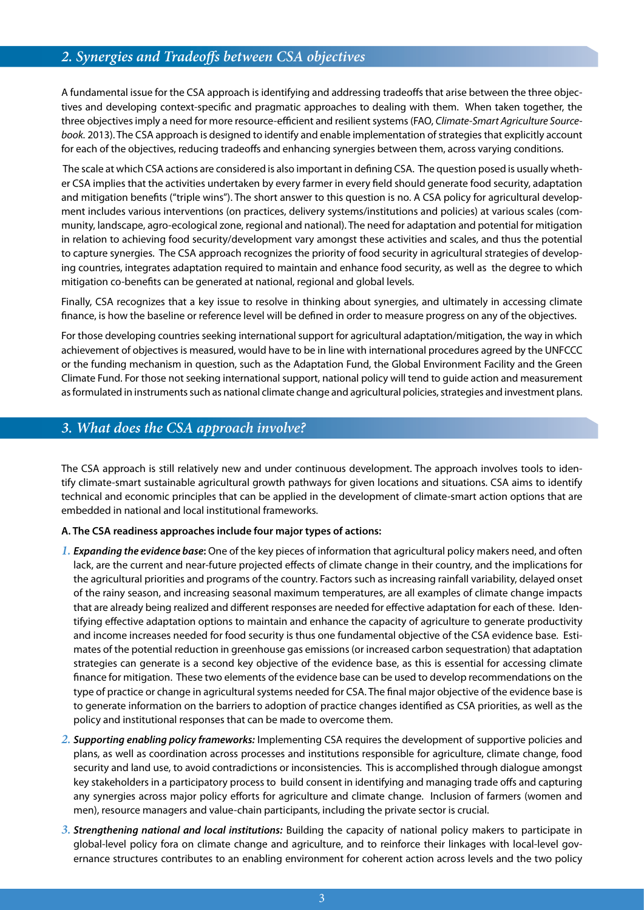## 2. Synergies and Tradeoffs between CSA objectives

A fundamental issue for the CSA approach is identifying and addressing tradeoffs that arise between the three objectives and developing context-specific and pragmatic approaches to dealing with them. When taken together, the three objectives imply a need for more resource-efficient and resilient systems (FAO, *Climate-Smart Agriculture Sourcebook.* 2013). The CSA approach is designed to identify and enable implementation of strategies that explicitly account for each of the objectives, reducing tradeoffs and enhancing synergies between them, across varying conditions.

The scale at which CSA actions are considered is also important in defining CSA. The question posed is usually whether CSA implies that the activities undertaken by every farmer in every field should generate food security, adaptation and mitigation benefits ("triple wins"). The short answer to this question is no. A CSA policy for agricultural development includes various interventions (on practices, delivery systems/institutions and policies) at various scales (community, landscape, agro-ecological zone, regional and national). The need for adaptation and potential for mitigation in relation to achieving food security/development vary amongst these activities and scales, and thus the potential to capture synergies. The CSA approach recognizes the priority of food security in agricultural strategies of developing countries, integrates adaptation required to maintain and enhance food security, as well as the degree to which mitigation co-benefits can be generated at national, regional and global levels.

Finally, CSA recognizes that a key issue to resolve in thinking about synergies, and ultimately in accessing climate finance, is how the baseline or reference level will be defined in order to measure progress on any of the objectives.

For those developing countries seeking international support for agricultural adaptation/mitigation, the way in which achievement of objectives is measured, would have to be in line with international procedures agreed by the UNFCCC or the funding mechanism in question, such as the Adaptation Fund, the Global Environment Facility and the Green Climate Fund. For those not seeking international support, national policy will tend to guide action and measurement as formulated in instruments such as national climate change and agricultural policies, strategies and investment plans.

## 3. What does the CSA approach involve?

The CSA approach is still relatively new and under continuous development. The approach involves tools to identify climate-smart sustainable agricultural growth pathways for given locations and situations. CSA aims to identify technical and economic principles that can be applied in the development of climate-smart action options that are embedded in national and local institutional frameworks.

**A. The CSA readiness approaches include four major types of actions:**

1. ***Expanding the evidence base*:** One of the key pieces of information that agricultural policy makers need, and often lack, are the current and near-future projected effects of climate change in their country, and the implications for the agricultural priorities and programs of the country. Factors such as increasing rainfall variability, delayed onset of the rainy season, and increasing seasonal maximum temperatures, are all examples of climate change impacts that are already being realized and different responses are needed for effective adaptation for each of these. Identifying effective adaptation options to maintain and enhance the capacity of agriculture to generate productivity and income increases needed for food security is thus one fundamental objective of the CSA evidence base. Estimates of the potential reduction in greenhouse gas emissions (or increased carbon sequestration) that adaptation strategies can generate is a second key objective of the evidence base, as this is essential for accessing climate finance for mitigation. These two elements of the evidence base can be used to develop recommendations on the type of practice or change in agricultural systems needed for CSA. The final major objective of the evidence base is to generate information on the barriers to adoption of practice changes identified as CSA priorities, as well as the policy and institutional responses that can be made to overcome them.

2. ***Supporting enabling policy frameworks:*** Implementing CSA requires the development of supportive policies and plans, as well as coordination across processes and institutions responsible for agriculture, climate change, food security and land use, to avoid contradictions or inconsistencies. This is accomplished through dialogue amongst key stakeholders in a participatory process to build consent in identifying and managing trade offs and capturing any synergies across major policy efforts for agriculture and climate change. Inclusion of farmers (women and men), resource managers and value-chain participants, including the private sector is crucial.

3. ***Strengthening national and local institutions:*** Building the capacity of national policy makers to participate in global-level policy fora on climate change and agriculture, and to reinforce their linkages with local-level governance structures contributes to an enabling environment for coherent action across levels and the two policy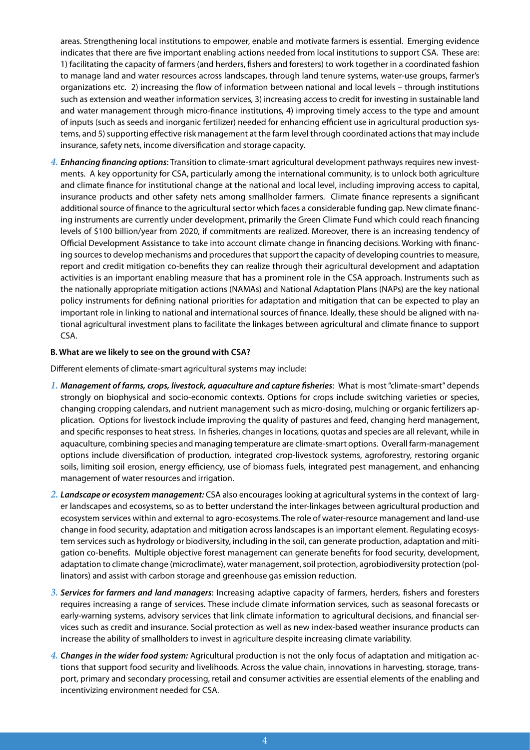areas. Strengthening local institutions to empower, enable and motivate farmers is essential. Emerging evidence indicates that there are five important enabling actions needed from local institutions to support CSA. These are: 1) facilitating the capacity of farmers (and herders, fishers and foresters) to work together in a coordinated fashion to manage land and water resources across landscapes, through land tenure systems, water-use groups, farmer's organizations etc. 2) increasing the flow of information between national and local levels – through institutions such as extension and weather information services, 3) increasing access to credit for investing in sustainable land and water management through micro-finance institutions, 4) improving timely access to the type and amount of inputs (such as seeds and inorganic fertilizer) needed for enhancing efficient use in agricultural production systems, and 5) supporting effective risk management at the farm level through coordinated actions that may include insurance, safety nets, income diversification and storage capacity.

4. ***Enhancing financing options***: Transition to climate-smart agricultural development pathways requires new investments. A key opportunity for CSA, particularly among the international community, is to unlock both agriculture and climate finance for institutional change at the national and local level, including improving access to capital, insurance products and other safety nets among smallholder farmers. Climate finance represents a significant additional source of finance to the agricultural sector which faces a considerable funding gap. New climate financing instruments are currently under development, primarily the Green Climate Fund which could reach financing levels of $100 billion/year from 2020, if commitments are realized. Moreover, there is an increasing tendency of Official Development Assistance to take into account climate change in financing decisions. Working with financing sources to develop mechanisms and procedures that support the capacity of developing countries to measure, report and credit mitigation co-benefits they can realize through their agricultural development and adaptation activities is an important enabling measure that has a prominent role in the CSA approach. Instruments such as the nationally appropriate mitigation actions (NAMAs) and National Adaptation Plans (NAPs) are the key national policy instruments for defining national priorities for adaptation and mitigation that can be expected to play an important role in linking to national and international sources of finance. Ideally, these should be aligned with national agricultural investment plans to facilitate the linkages between agricultural and climate finance to support CSA.

**B. What are we likely to see on the ground with CSA?**

Different elements of climate-smart agricultural systems may include:

1. ***Management of farms, crops, livestock, aquaculture and capture fisheries***: What is most "climate-smart" depends strongly on biophysical and socio-economic contexts. Options for crops include switching varieties or species, changing cropping calendars, and nutrient management such as micro-dosing, mulching or organic fertilizers application. Options for livestock include improving the quality of pastures and feed, changing herd management, and specific responses to heat stress. In fisheries, changes in locations, quotas and species are all relevant, while in aquaculture, combining species and managing temperature are climate-smart options. Overall farm-management options include diversification of production, integrated crop-livestock systems, agroforestry, restoring organic soils, limiting soil erosion, energy efficiency, use of biomass fuels, integrated pest management, and enhancing management of water resources and irrigation.

2. ***Landscape or ecosystem management:*** CSA also encourages looking at agricultural systems in the context of larger landscapes and ecosystems, so as to better understand the inter-linkages between agricultural production and ecosystem services within and external to agro-ecosystems. The role of water-resource management and land-use change in food security, adaptation and mitigation across landscapes is an important element. Regulating ecosystem services such as hydrology or biodiversity, including in the soil, can generate production, adaptation and mitigation co-benefits. Multiple objective forest management can generate benefits for food security, development, adaptation to climate change (microclimate), water management, soil protection, agrobiodiversity protection (pollinators) and assist with carbon storage and greenhouse gas emission reduction.

3. ***Services for farmers and land managers***: Increasing adaptive capacity of farmers, herders, fishers and foresters requires increasing a range of services. These include climate information services, such as seasonal forecasts or early-warning systems, advisory services that link climate information to agricultural decisions, and financial services such as credit and insurance. Social protection as well as new index-based weather insurance products can increase the ability of smallholders to invest in agriculture despite increasing climate variability.

4. ***Changes in the wider food system:*** Agricultural production is not the only focus of adaptation and mitigation actions that support food security and livelihoods. Across the value chain, innovations in harvesting, storage, transport, primary and secondary processing, retail and consumer activities are essential elements of the enabling and incentivizing environment needed for CSA.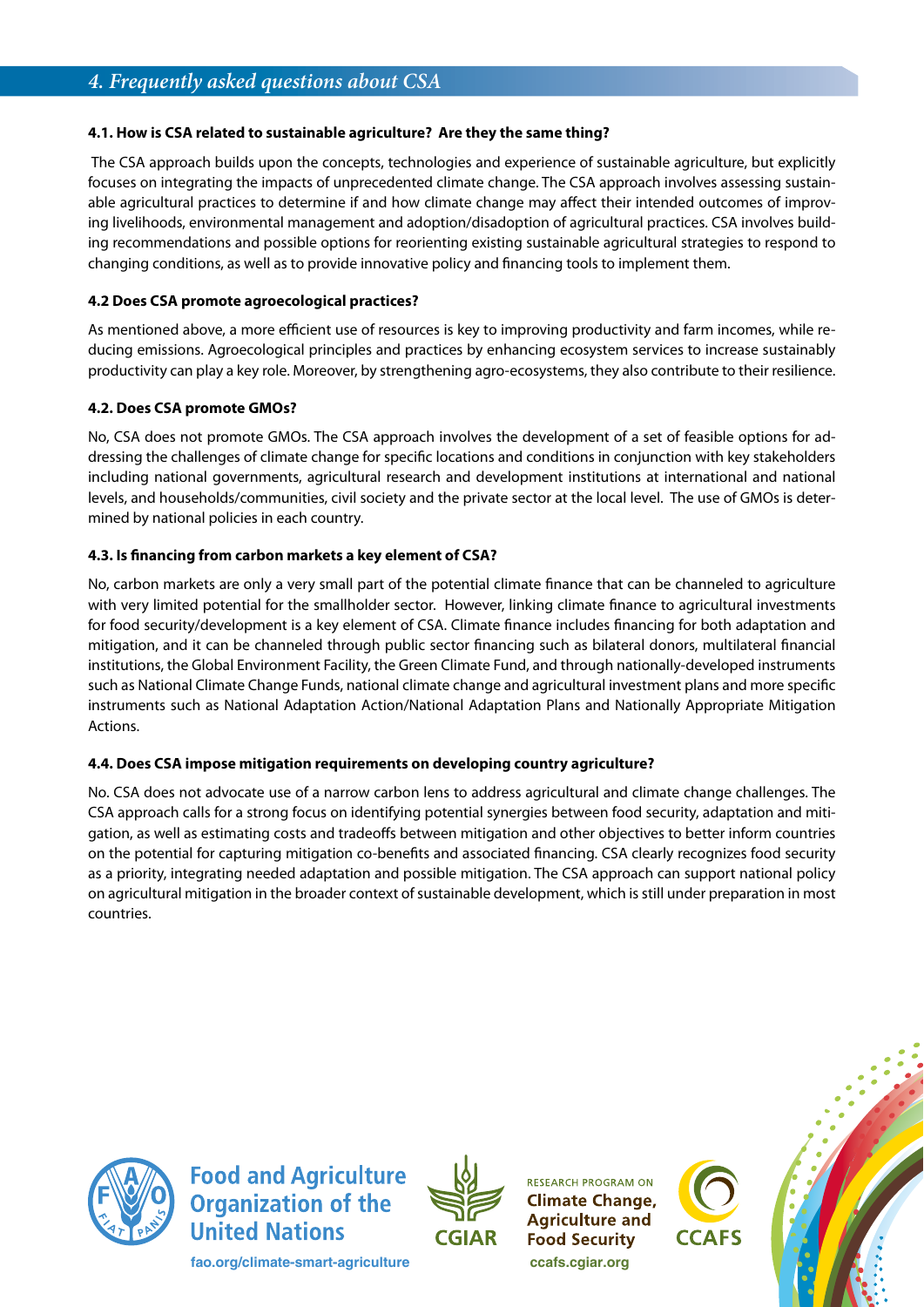## *4. Frequently asked questions about CSA*

**4.1. How is CSA related to sustainable agriculture? Are they the same thing?**

The CSA approach builds upon the concepts, technologies and experience of sustainable agriculture, but explicitly focuses on integrating the impacts of unprecedented climate change. The CSA approach involves assessing sustainable agricultural practices to determine if and how climate change may affect their intended outcomes of improving livelihoods, environmental management and adoption/disadoption of agricultural practices. CSA involves building recommendations and possible options for reorienting existing sustainable agricultural strategies to respond to changing conditions, as well as to provide innovative policy and financing tools to implement them.

**4.2 Does CSA promote agroecological practices?**

As mentioned above, a more efficient use of resources is key to improving productivity and farm incomes, while reducing emissions. Agroecological principles and practices by enhancing ecosystem services to increase sustainably productivity can play a key role. Moreover, by strengthening agro-ecosystems, they also contribute to their resilience.

**4.2. Does CSA promote GMOs?**

No, CSA does not promote GMOs. The CSA approach involves the development of a set of feasible options for addressing the challenges of climate change for specific locations and conditions in conjunction with key stakeholders including national governments, agricultural research and development institutions at international and national levels, and households/communities, civil society and the private sector at the local level. The use of GMOs is determined by national policies in each country.

**4.3. Is financing from carbon markets a key element of CSA?**

No, carbon markets are only a very small part of the potential climate finance that can be channeled to agriculture with very limited potential for the smallholder sector. However, linking climate finance to agricultural investments for food security/development is a key element of CSA. Climate finance includes financing for both adaptation and mitigation, and it can be channeled through public sector financing such as bilateral donors, multilateral financial institutions, the Global Environment Facility, the Green Climate Fund, and through nationally-developed instruments such as National Climate Change Funds, national climate change and agricultural investment plans and more specific instruments such as National Adaptation Action/National Adaptation Plans and Nationally Appropriate Mitigation Actions.

**4.4. Does CSA impose mitigation requirements on developing country agriculture?**

No. CSA does not advocate use of a narrow carbon lens to address agricultural and climate change challenges. The CSA approach calls for a strong focus on identifying potential synergies between food security, adaptation and mitigation, as well as estimating costs and tradeoffs between mitigation and other objectives to better inform countries on the potential for capturing mitigation co-benefits and associated financing. CSA clearly recognizes food security as a priority, integrating needed adaptation and possible mitigation. The CSA approach can support national policy on agricultural mitigation in the broader context of sustainable development, which is still under preparation in most countries.

Food and Agriculture Organization of the United Nations
fao.org/climate-smart-agriculture

CGIAR

RESEARCH PROGRAM ON Climate Change, Agriculture and Food Security
ccafs.cgiar.org

CCAFS